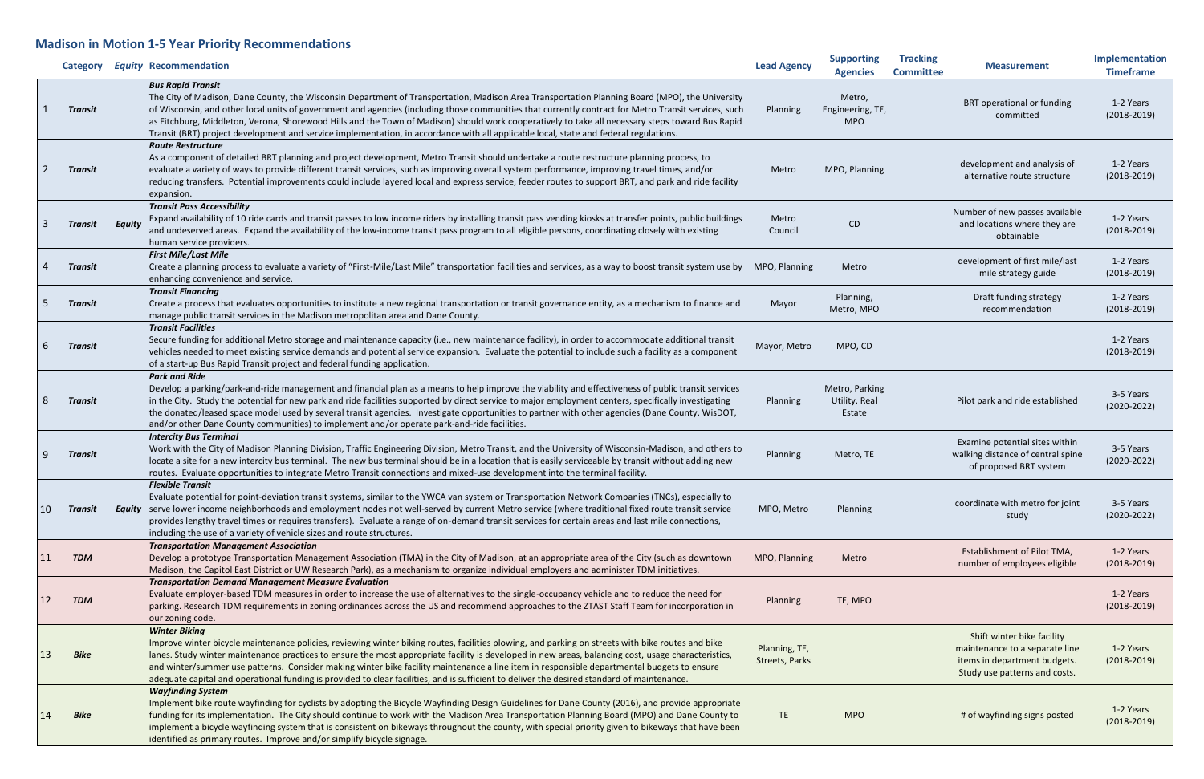## Madison in Motion 1-5 Year Priority Recommendations

| | Category | Equity | Recommendation | Lead Agency | Supporting Agencies | Tracking Committee | Measurement | Implementation Timeframe |
|---|---|---|---|---|---|---|---|---|
| 1 | ***Transit*** | | ***Bus Rapid Transit*** The City of Madison, Dane County, the Wisconsin Department of Transportation, Madison Area Transportation Planning Board (MPO), the University of Wisconsin, and other local units of government and agencies (including those communities that currently contract for Metro Transit services, such as Fitchburg, Middleton, Verona, Shorewood Hills and the Town of Madison) should work cooperatively to take all necessary steps toward Bus Rapid Transit (BRT) project development and service implementation, in accordance with all applicable local, state and federal regulations. | Planning | Metro, Engineering, TE, MPO | | BRT operational or funding committed | 1-2 Years (2018-2019) |
| 2 | ***Transit*** | | ***Route Restructure*** As a component of detailed BRT planning and project development, Metro Transit should undertake a route restructure planning process, to evaluate a variety of ways to provide different transit services, such as improving overall system performance, improving travel times, and/or reducing transfers. Potential improvements could include layered local and express service, feeder routes to support BRT, and park and ride facility expansion. | Metro | MPO, Planning | | development and analysis of alternative route structure | 1-2 Years (2018-2019) |
| 3 | ***Transit*** | ***Equity*** | ***Transit Pass Accessibility*** Expand availability of 10 ride cards and transit passes to low income riders by installing transit pass vending kiosks at transfer points, public buildings and undeserved areas. Expand the availability of the low-income transit pass program to all eligible persons, coordinating closely with existing human service providers. | Metro Council | CD | | Number of new passes available and locations where they are obtainable | 1-2 Years (2018-2019) |
| 4 | ***Transit*** | | ***First Mile/Last Mile*** Create a planning process to evaluate a variety of "First-Mile/Last Mile" transportation facilities and services, as a way to boost transit system use by enhancing convenience and service. | MPO, Planning | Metro | | development of first mile/last mile strategy guide | 1-2 Years (2018-2019) |
| 5 | ***Transit*** | | ***Transit Financing*** Create a process that evaluates opportunities to institute a new regional transportation or transit governance entity, as a mechanism to finance and manage public transit services in the Madison metropolitan area and Dane County. | Mayor | Planning, Metro, MPO | | Draft funding strategy recommendation | 1-2 Years (2018-2019) |
| 6 | ***Transit*** | | ***Transit Facilities*** Secure funding for additional Metro storage and maintenance capacity (i.e., new maintenance facility), in order to accommodate additional transit vehicles needed to meet existing service demands and potential service expansion. Evaluate the potential to include such a facility as a component of a start-up Bus Rapid Transit project and federal funding application. | Mayor, Metro | MPO, CD | | | 1-2 Years (2018-2019) |
| 8 | ***Transit*** | | ***Park and Ride*** Develop a parking/park-and-ride management and financial plan as a means to help improve the viability and effectiveness of public transit services in the City. Study the potential for new park and ride facilities supported by direct service to major employment centers, specifically investigating the donated/leased space model used by several transit agencies. Investigate opportunities to partner with other agencies (Dane County, WisDOT, and/or other Dane County communities) to implement and/or operate park-and-ride facilities. | Planning | Metro, Parking Utility, Real Estate | | Pilot park and ride established | 3-5 Years (2020-2022) |
| 9 | ***Transit*** | | ***Intercity Bus Terminal*** Work with the City of Madison Planning Division, Traffic Engineering Division, Metro Transit, and the University of Wisconsin-Madison, and others to locate a site for a new intercity bus terminal. The new bus terminal should be in a location that is easily serviceable by transit without adding new routes. Evaluate opportunities to integrate Metro Transit connections and mixed-use development into the terminal facility. | Planning | Metro, TE | | Examine potential sites within walking distance of central spine of proposed BRT system | 3-5 Years (2020-2022) |
| 10 | ***Transit*** | ***Equity*** | ***Flexible Transit*** Evaluate potential for point-deviation transit systems, similar to the YWCA van system or Transportation Network Companies (TNCs), especially to serve lower income neighborhoods and employment nodes not well-served by current Metro service (where traditional fixed route transit service provides lengthy travel times or requires transfers). Evaluate a range of on-demand transit services for certain areas and last mile connections, including the use of a variety of vehicle sizes and route structures. | MPO, Metro | Planning | | coordinate with metro for joint study | 3-5 Years (2020-2022) |
| 11 | ***TDM*** | | ***Transportation Management Association*** Develop a prototype Transportation Management Association (TMA) in the City of Madison, at an appropriate area of the City (such as downtown Madison, the Capitol East District or UW Research Park), as a mechanism to organize individual employers and administer TDM initiatives. | MPO, Planning | Metro | | Establishment of Pilot TMA, number of employees eligible | 1-2 Years (2018-2019) |
| 12 | ***TDM*** | | ***Transportation Demand Management Measure Evaluation*** Evaluate employer-based TDM measures in order to increase the use of alternatives to the single-occupancy vehicle and to reduce the need for parking. Research TDM requirements in zoning ordinances across the US and recommend approaches to the ZTAST Staff Team for incorporation in our zoning code. | Planning | TE, MPO | | | 1-2 Years (2018-2019) |
| 13 | ***Bike*** | | ***Winter Biking*** Improve winter bicycle maintenance policies, reviewing winter biking routes, facilities plowing, and parking on streets with bike routes and bike lanes. Study winter maintenance practices to ensure the most appropriate facility is developed in new areas, balancing cost, usage characteristics, and winter/summer use patterns. Consider making winter bike facility maintenance a line item in responsible departmental budgets to ensure adequate capital and operational funding is provided to clear facilities, and is sufficient to deliver the desired standard of maintenance. | Planning, TE, Streets, Parks | | | Shift winter bike facility maintenance to a separate line items in department budgets. Study use patterns and costs. | 1-2 Years (2018-2019) |
| 14 | ***Bike*** | | ***Wayfinding System*** Implement bike route wayfinding for cyclists by adopting the Bicycle Wayfinding Design Guidelines for Dane County (2016), and provide appropriate funding for its implementation. The City should continue to work with the Madison Area Transportation Planning Board (MPO) and Dane County to implement a bicycle wayfinding system that is consistent on bikeways throughout the county, with special priority given to bikeways that have been identified as primary routes. Improve and/or simplify bicycle signage. | TE | MPO | | # of wayfinding signs posted | 1-2 Years (2018-2019) |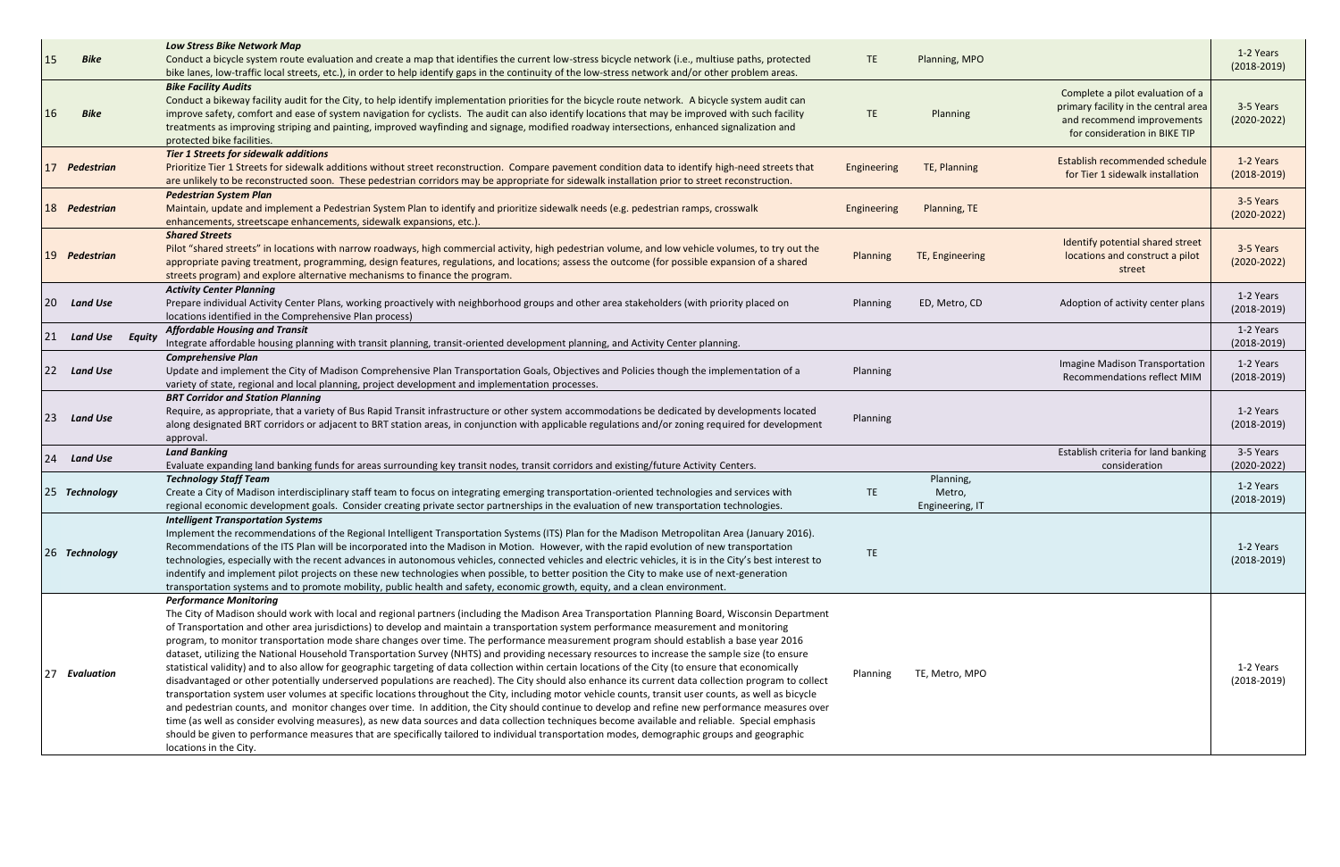| | | | | | | |
|---|---|---|---|---|---|---|
| 15 | **Bike** | ***Low Stress Bike Network Map***<br>Conduct a bicycle system route evaluation and create a map that identifies the current low-stress bicycle network (i.e., multiuse paths, protected bike lanes, low-traffic local streets, etc.), in order to help identify gaps in the continuity of the low-stress network and/or other problem areas. | TE | Planning, MPO | | 1-2 Years (2018-2019) |
| 16 | **Bike** | ***Bike Facility Audits***<br>Conduct a bikeway facility audit for the City, to help identify implementation priorities for the bicycle route network. A bicycle system audit can improve safety, comfort and ease of system navigation for cyclists. The audit can also identify locations that may be improved with such facility treatments as improving striping and painting, improved wayfinding and signage, modified roadway intersections, enhanced signalization and protected bike facilities. | TE | Planning | Complete a pilot evaluation of a primary facility in the central area and recommend improvements for consideration in BIKE TIP | 3-5 Years (2020-2022) |
| 17 | **Pedestrian** | ***Tier 1 Streets for sidewalk additions***<br>Prioritize Tier 1 Streets for sidewalk additions without street reconstruction. Compare pavement condition data to identify high-need streets that are unlikely to be reconstructed soon. These pedestrian corridors may be appropriate for sidewalk installation prior to street reconstruction. | Engineering | TE, Planning | Establish recommended schedule for Tier 1 sidewalk installation | 1-2 Years (2018-2019) |
| 18 | **Pedestrian** | ***Pedestrian System Plan***<br>Maintain, update and implement a Pedestrian System Plan to identify and prioritize sidewalk needs (e.g. pedestrian ramps, crosswalk enhancements, streetscape enhancements, sidewalk expansions, etc.). | Engineering | Planning, TE | | 3-5 Years (2020-2022) |
| 19 | **Pedestrian** | ***Shared Streets***<br>Pilot "shared streets" in locations with narrow roadways, high commercial activity, high pedestrian volume, and low vehicle volumes, to try out the appropriate paving treatment, programming, design features, regulations, and locations; assess the outcome (for possible expansion of a shared streets program) and explore alternative mechanisms to finance the program. | Planning | TE, Engineering | Identify potential shared street locations and construct a pilot street | 3-5 Years (2020-2022) |
| 20 | **Land Use** | ***Activity Center Planning***<br>Prepare individual Activity Center Plans, working proactively with neighborhood groups and other area stakeholders (with priority placed on locations identified in the Comprehensive Plan process) | Planning | ED, Metro, CD | Adoption of activity center plans | 1-2 Years (2018-2019) |
| 21 | **Land Use Equity** | ***Affordable Housing and Transit***<br>Integrate affordable housing planning with transit planning, transit-oriented development planning, and Activity Center planning. | | | | 1-2 Years (2018-2019) |
| 22 | **Land Use** | ***Comprehensive Plan***<br>Update and implement the City of Madison Comprehensive Plan Transportation Goals, Objectives and Policies though the implementation of a variety of state, regional and local planning, project development and implementation processes. | Planning | | Imagine Madison Transportation Recommendations reflect MIM | 1-2 Years (2018-2019) |
| 23 | **Land Use** | ***BRT Corridor and Station Planning***<br>Require, as appropriate, that a variety of Bus Rapid Transit infrastructure or other system accommodations be dedicated by developments located along designated BRT corridors or adjacent to BRT station areas, in conjunction with applicable regulations and/or zoning required for development approval. | Planning | | | 1-2 Years (2018-2019) |
| 24 | **Land Use** | ***Land Banking***<br>Evaluate expanding land banking funds for areas surrounding key transit nodes, transit corridors and existing/future Activity Centers. | | | Establish criteria for land banking consideration | 3-5 Years (2020-2022) |
| 25 | **Technology** | ***Technology Staff Team***<br>Create a City of Madison interdisciplinary staff team to focus on integrating emerging transportation-oriented technologies and services with regional economic development goals. Consider creating private sector partnerships in the evaluation of new transportation technologies. | TE | Planning, Metro, Engineering, IT | | 1-2 Years (2018-2019) |
| 26 | **Technology** | ***Intelligent Transportation Systems***<br>Implement the recommendations of the Regional Intelligent Transportation Systems (ITS) Plan for the Madison Metropolitan Area (January 2016). Recommendations of the ITS Plan will be incorporated into the Madison in Motion. However, with the rapid evolution of new transportation technologies, especially with the recent advances in autonomous vehicles, connected vehicles and electric vehicles, it is in the City's best interest to indentify and implement pilot projects on these new technologies when possible, to better position the City to make use of next-generation transportation systems and to promote mobility, public health and safety, economic growth, equity, and a clean environment. | TE | | | 1-2 Years (2018-2019) |
| 27 | **Evaluation** | ***Performance Monitoring***<br>The City of Madison should work with local and regional partners (including the Madison Area Transportation Planning Board, Wisconsin Department of Transportation and other area jurisdictions) to develop and maintain a transportation system performance measurement and monitoring program, to monitor transportation mode share changes over time. The performance measurement program should establish a base year 2016 dataset, utilizing the National Household Transportation Survey (NHTS) and providing necessary resources to increase the sample size (to ensure statistical validity) and to also allow for geographic targeting of data collection within certain locations of the City (to ensure that economically disadvantaged or other potentially underserved populations are reached). The City should also enhance its current data collection program to collect transportation system user volumes at specific locations throughout the City, including motor vehicle counts, transit user counts, as well as bicycle and pedestrian counts, and monitor changes over time. In addition, the City should continue to develop and refine new performance measures over time (as well as consider evolving measures), as new data sources and data collection techniques become available and reliable. Special emphasis should be given to performance measures that are specifically tailored to individual transportation modes, demographic groups and geographic locations in the City. | Planning | TE, Metro, MPO | | 1-2 Years (2018-2019) |